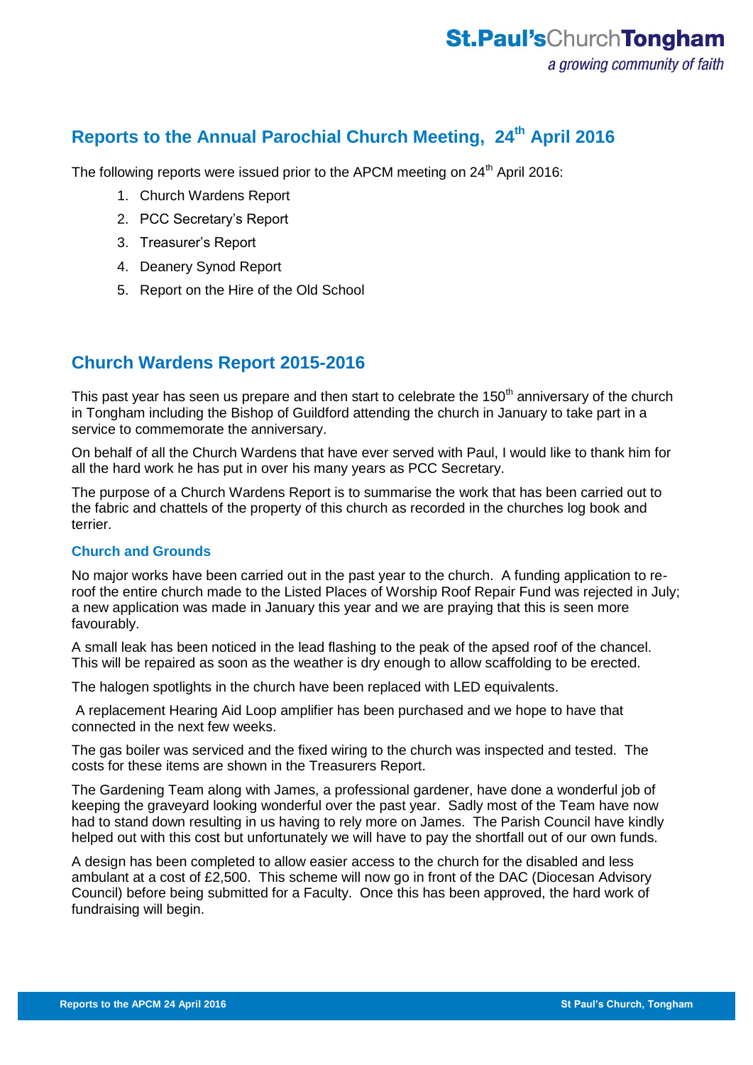# Reports to the Annual Parochial Church Meeting, 24th April 2016

The following reports were issued prior to the APCM meeting on 24th April 2016:

1. Church Wardens Report
2. PCC Secretary's Report
3. Treasurer's Report
4. Deanery Synod Report
5. Report on the Hire of the Old School

## Church Wardens Report 2015-2016

This past year has seen us prepare and then start to celebrate the 150th anniversary of the church in Tongham including the Bishop of Guildford attending the church in January to take part in a service to commemorate the anniversary.

On behalf of all the Church Wardens that have ever served with Paul, I would like to thank him for all the hard work he has put in over his many years as PCC Secretary.

The purpose of a Church Wardens Report is to summarise the work that has been carried out to the fabric and chattels of the property of this church as recorded in the churches log book and terrier.

### Church and Grounds

No major works have been carried out in the past year to the church. A funding application to re-roof the entire church made to the Listed Places of Worship Roof Repair Fund was rejected in July; a new application was made in January this year and we are praying that this is seen more favourably.

A small leak has been noticed in the lead flashing to the peak of the apsed roof of the chancel. This will be repaired as soon as the weather is dry enough to allow scaffolding to be erected.

The halogen spotlights in the church have been replaced with LED equivalents.

A replacement Hearing Aid Loop amplifier has been purchased and we hope to have that connected in the next few weeks.

The gas boiler was serviced and the fixed wiring to the church was inspected and tested. The costs for these items are shown in the Treasurers Report.

The Gardening Team along with James, a professional gardener, have done a wonderful job of keeping the graveyard looking wonderful over the past year. Sadly most of the Team have now had to stand down resulting in us having to rely more on James. The Parish Council have kindly helped out with this cost but unfortunately we will have to pay the shortfall out of our own funds.

A design has been completed to allow easier access to the church for the disabled and less ambulant at a cost of £2,500. This scheme will now go in front of the DAC (Diocesan Advisory Council) before being submitted for a Faculty. Once this has been approved, the hard work of fundraising will begin.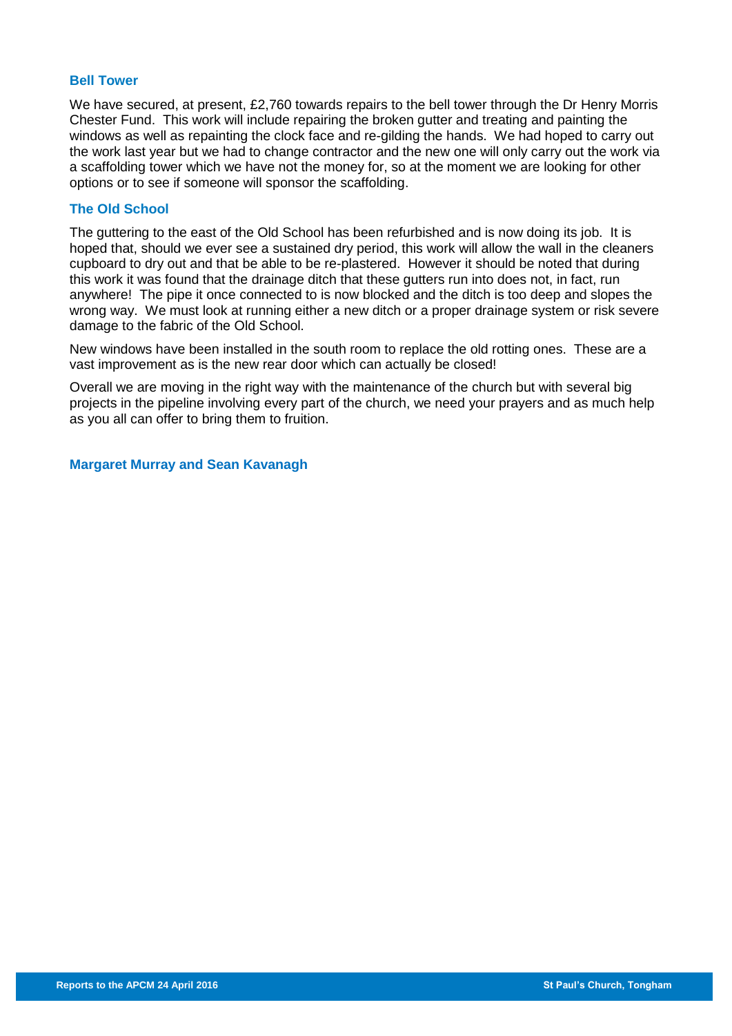## Bell Tower

We have secured, at present, £2,760 towards repairs to the bell tower through the Dr Henry Morris Chester Fund. This work will include repairing the broken gutter and treating and painting the windows as well as repainting the clock face and re-gilding the hands. We had hoped to carry out the work last year but we had to change contractor and the new one will only carry out the work via a scaffolding tower which we have not the money for, so at the moment we are looking for other options or to see if someone will sponsor the scaffolding.

## The Old School

The guttering to the east of the Old School has been refurbished and is now doing its job. It is hoped that, should we ever see a sustained dry period, this work will allow the wall in the cleaners cupboard to dry out and that be able to be re-plastered. However it should be noted that during this work it was found that the drainage ditch that these gutters run into does not, in fact, run anywhere! The pipe it once connected to is now blocked and the ditch is too deep and slopes the wrong way. We must look at running either a new ditch or a proper drainage system or risk severe damage to the fabric of the Old School.

New windows have been installed in the south room to replace the old rotting ones. These are a vast improvement as is the new rear door which can actually be closed!

Overall we are moving in the right way with the maintenance of the church but with several big projects in the pipeline involving every part of the church, we need your prayers and as much help as you all can offer to bring them to fruition.

**Margaret Murray and Sean Kavanagh**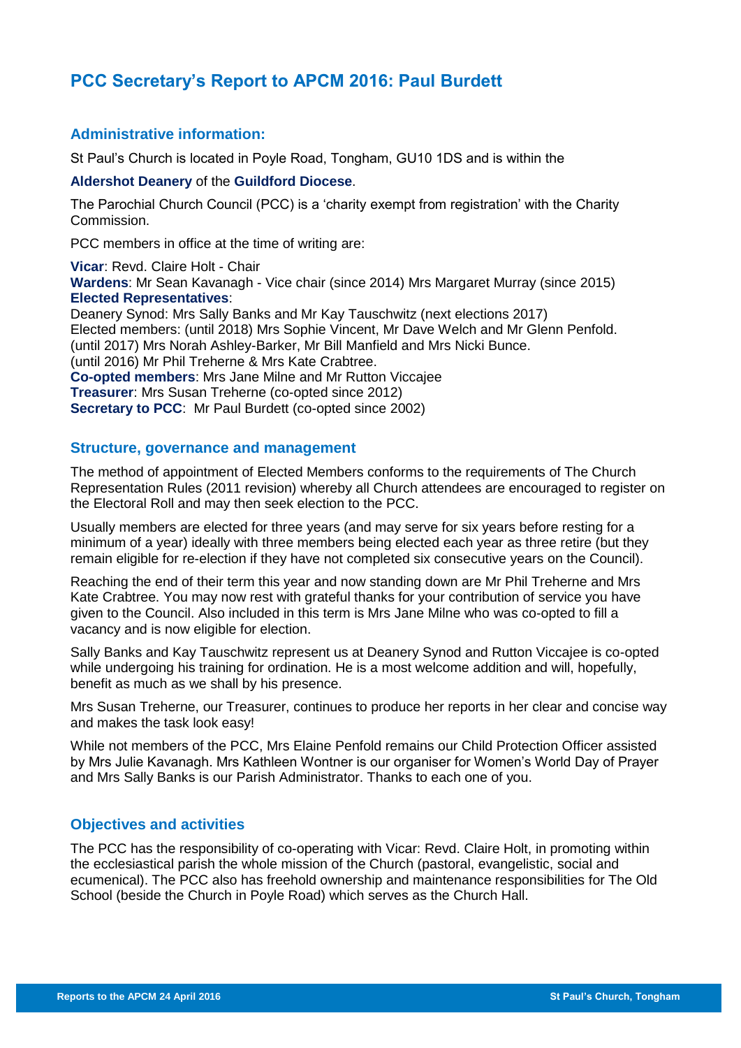# PCC Secretary's Report to APCM 2016: Paul Burdett

## Administrative information:

St Paul's Church is located in Poyle Road, Tongham, GU10 1DS and is within the

**Aldershot Deanery** of the **Guildford Diocese**.

The Parochial Church Council (PCC) is a 'charity exempt from registration' with the Charity Commission.

PCC members in office at the time of writing are:

**Vicar**: Revd. Claire Holt - Chair
**Wardens**: Mr Sean Kavanagh - Vice chair (since 2014) Mrs Margaret Murray (since 2015)
**Elected Representatives**:
Deanery Synod: Mrs Sally Banks and Mr Kay Tauschwitz (next elections 2017)
Elected members: (until 2018) Mrs Sophie Vincent, Mr Dave Welch and Mr Glenn Penfold.
(until 2017) Mrs Norah Ashley-Barker, Mr Bill Manfield and Mrs Nicki Bunce.
(until 2016) Mr Phil Treherne & Mrs Kate Crabtree.
**Co-opted members**: Mrs Jane Milne and Mr Rutton Viccajee
**Treasurer**: Mrs Susan Treherne (co-opted since 2012)
**Secretary to PCC**: Mr Paul Burdett (co-opted since 2002)

## Structure, governance and management

The method of appointment of Elected Members conforms to the requirements of The Church Representation Rules (2011 revision) whereby all Church attendees are encouraged to register on the Electoral Roll and may then seek election to the PCC.

Usually members are elected for three years (and may serve for six years before resting for a minimum of a year) ideally with three members being elected each year as three retire (but they remain eligible for re-election if they have not completed six consecutive years on the Council).

Reaching the end of their term this year and now standing down are Mr Phil Treherne and Mrs Kate Crabtree. You may now rest with grateful thanks for your contribution of service you have given to the Council. Also included in this term is Mrs Jane Milne who was co-opted to fill a vacancy and is now eligible for election.

Sally Banks and Kay Tauschwitz represent us at Deanery Synod and Rutton Viccajee is co-opted while undergoing his training for ordination. He is a most welcome addition and will, hopefully, benefit as much as we shall by his presence.

Mrs Susan Treherne, our Treasurer, continues to produce her reports in her clear and concise way and makes the task look easy!

While not members of the PCC, Mrs Elaine Penfold remains our Child Protection Officer assisted by Mrs Julie Kavanagh. Mrs Kathleen Wontner is our organiser for Women's World Day of Prayer and Mrs Sally Banks is our Parish Administrator. Thanks to each one of you.

## Objectives and activities

The PCC has the responsibility of co-operating with Vicar: Revd. Claire Holt, in promoting within the ecclesiastical parish the whole mission of the Church (pastoral, evangelistic, social and ecumenical). The PCC also has freehold ownership and maintenance responsibilities for The Old School (beside the Church in Poyle Road) which serves as the Church Hall.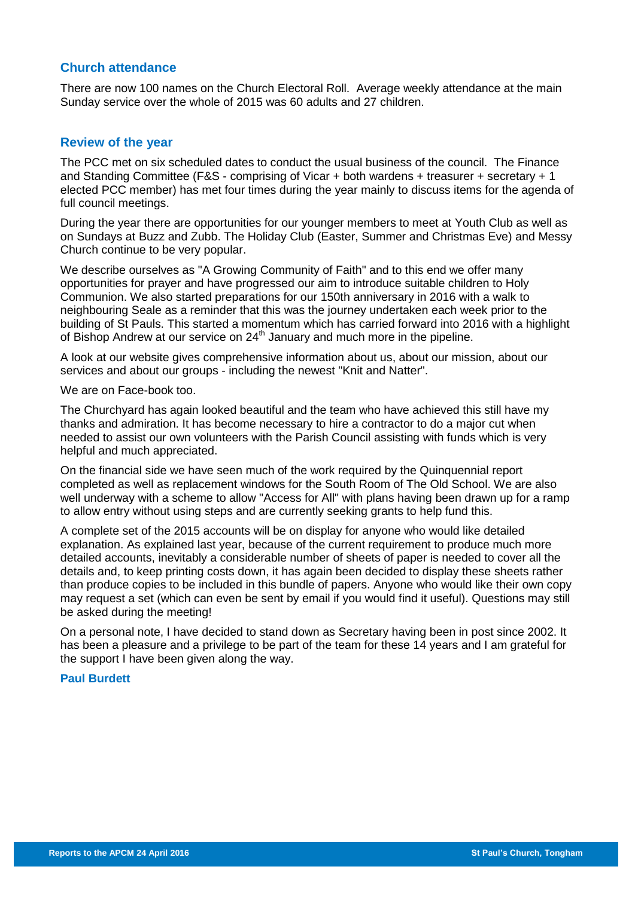## Church attendance

There are now 100 names on the Church Electoral Roll. Average weekly attendance at the main Sunday service over the whole of 2015 was 60 adults and 27 children.

## Review of the year

The PCC met on six scheduled dates to conduct the usual business of the council. The Finance and Standing Committee (F&S - comprising of Vicar + both wardens + treasurer + secretary + 1 elected PCC member) has met four times during the year mainly to discuss items for the agenda of full council meetings.

During the year there are opportunities for our younger members to meet at Youth Club as well as on Sundays at Buzz and Zubb. The Holiday Club (Easter, Summer and Christmas Eve) and Messy Church continue to be very popular.

We describe ourselves as "A Growing Community of Faith" and to this end we offer many opportunities for prayer and have progressed our aim to introduce suitable children to Holy Communion. We also started preparations for our 150th anniversary in 2016 with a walk to neighbouring Seale as a reminder that this was the journey undertaken each week prior to the building of St Pauls. This started a momentum which has carried forward into 2016 with a highlight of Bishop Andrew at our service on 24th January and much more in the pipeline.

A look at our website gives comprehensive information about us, about our mission, about our services and about our groups - including the newest "Knit and Natter".

We are on Face-book too.

The Churchyard has again looked beautiful and the team who have achieved this still have my thanks and admiration. It has become necessary to hire a contractor to do a major cut when needed to assist our own volunteers with the Parish Council assisting with funds which is very helpful and much appreciated.

On the financial side we have seen much of the work required by the Quinquennial report completed as well as replacement windows for the South Room of The Old School. We are also well underway with a scheme to allow "Access for All" with plans having been drawn up for a ramp to allow entry without using steps and are currently seeking grants to help fund this.

A complete set of the 2015 accounts will be on display for anyone who would like detailed explanation. As explained last year, because of the current requirement to produce much more detailed accounts, inevitably a considerable number of sheets of paper is needed to cover all the details and, to keep printing costs down, it has again been decided to display these sheets rather than produce copies to be included in this bundle of papers. Anyone who would like their own copy may request a set (which can even be sent by email if you would find it useful). Questions may still be asked during the meeting!

On a personal note, I have decided to stand down as Secretary having been in post since 2002. It has been a pleasure and a privilege to be part of the team for these 14 years and I am grateful for the support I have been given along the way.

**Paul Burdett**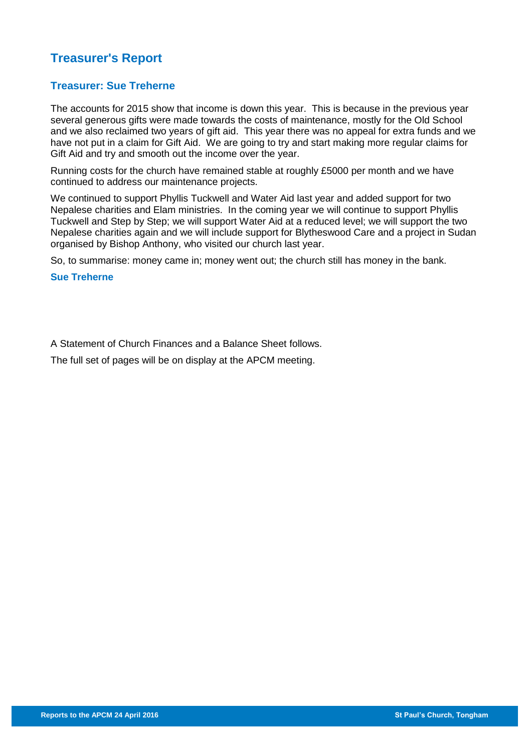## Treasurer's Report

### Treasurer: Sue Treherne

The accounts for 2015 show that income is down this year. This is because in the previous year several generous gifts were made towards the costs of maintenance, mostly for the Old School and we also reclaimed two years of gift aid. This year there was no appeal for extra funds and we have not put in a claim for Gift Aid. We are going to try and start making more regular claims for Gift Aid and try and smooth out the income over the year.

Running costs for the church have remained stable at roughly £5000 per month and we have continued to address our maintenance projects.

We continued to support Phyllis Tuckwell and Water Aid last year and added support for two Nepalese charities and Elam ministries. In the coming year we will continue to support Phyllis Tuckwell and Step by Step; we will support Water Aid at a reduced level; we will support the two Nepalese charities again and we will include support for Blytheswood Care and a project in Sudan organised by Bishop Anthony, who visited our church last year.

So, to summarise: money came in; money went out; the church still has money in the bank.

**Sue Treherne**

A Statement of Church Finances and a Balance Sheet follows.

The full set of pages will be on display at the APCM meeting.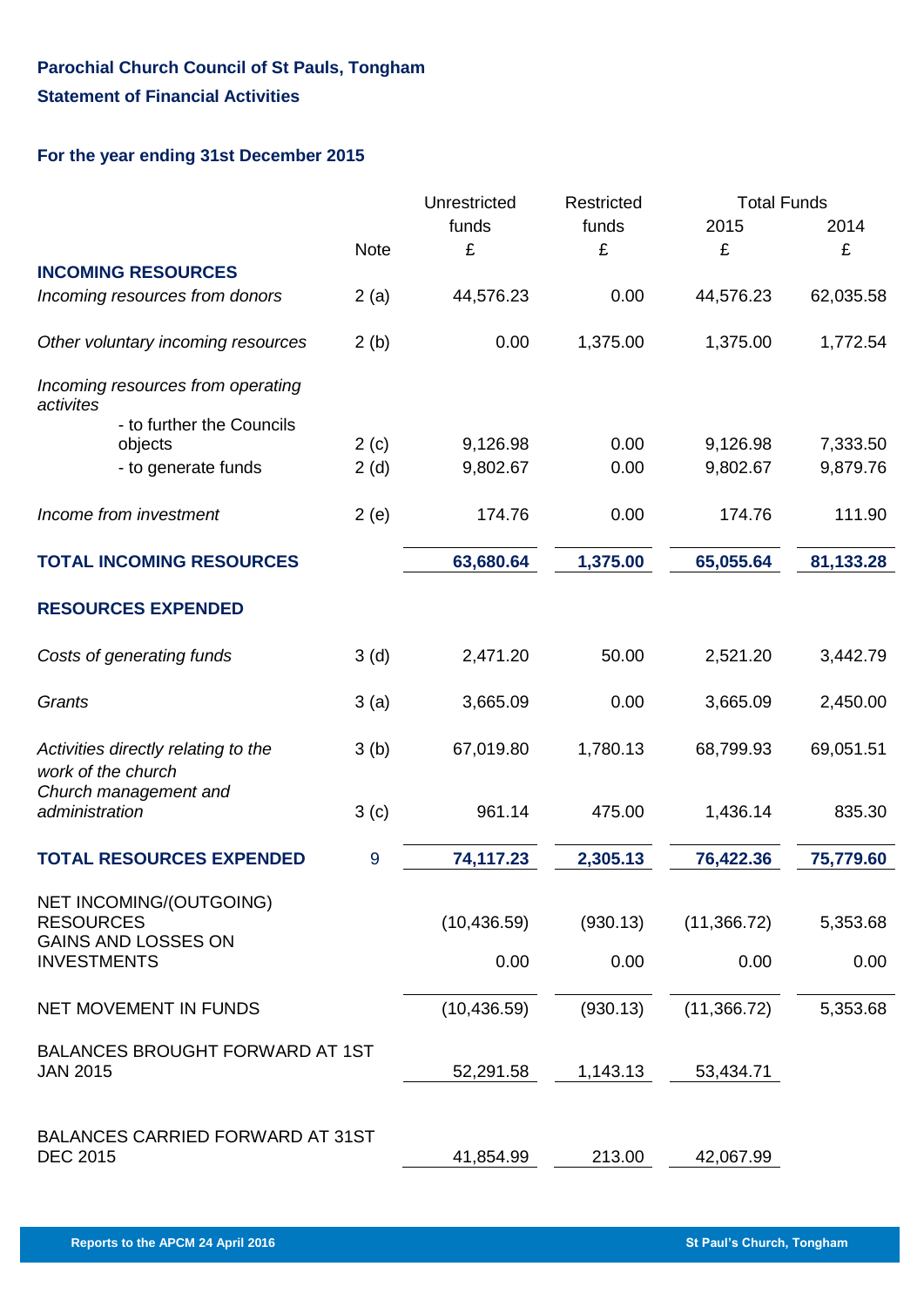**Parochial Church Council of St Pauls, Tongham**

**Statement of Financial Activities**

**For the year ending 31st December 2015**

| | Note | Unrestricted funds £ | Restricted funds £ | Total Funds 2015 £ | Total Funds 2014 £ |
|---|---|---|---|---|---|
| **INCOMING RESOURCES** | | | | | |
| *Incoming resources from donors* | 2 (a) | 44,576.23 | 0.00 | 44,576.23 | 62,035.58 |
| *Other voluntary incoming resources* | 2 (b) | 0.00 | 1,375.00 | 1,375.00 | 1,772.54 |
| *Incoming resources from operating activites* | | | | | |
| - to further the Councils objects | 2 (c) | 9,126.98 | 0.00 | 9,126.98 | 7,333.50 |
| - to generate funds | 2 (d) | 9,802.67 | 0.00 | 9,802.67 | 9,879.76 |
| *Income from investment* | 2 (e) | 174.76 | 0.00 | 174.76 | 111.90 |
| **TOTAL INCOMING RESOURCES** | | **63,680.64** | **1,375.00** | **65,055.64** | **81,133.28** |
| **RESOURCES EXPENDED** | | | | | |
| *Costs of generating funds* | 3 (d) | 2,471.20 | 50.00 | 2,521.20 | 3,442.79 |
| *Grants* | 3 (a) | 3,665.09 | 0.00 | 3,665.09 | 2,450.00 |
| *Activities directly relating to the work of the church* | 3 (b) | 67,019.80 | 1,780.13 | 68,799.93 | 69,051.51 |
| *Church management and administration* | 3 (c) | 961.14 | 475.00 | 1,436.14 | 835.30 |
| **TOTAL RESOURCES EXPENDED** | 9 | **74,117.23** | **2,305.13** | **76,422.36** | **75,779.60** |
| NET INCOMING/(OUTGOING) RESOURCES | | (10,436.59) | (930.13) | (11,366.72) | 5,353.68 |
| GAINS AND LOSSES ON INVESTMENTS | | 0.00 | 0.00 | 0.00 | 0.00 |
| NET MOVEMENT IN FUNDS | | (10,436.59) | (930.13) | (11,366.72) | 5,353.68 |
| BALANCES BROUGHT FORWARD AT 1ST JAN 2015 | | 52,291.58 | 1,143.13 | 53,434.71 | |
| BALANCES CARRIED FORWARD AT 31ST DEC 2015 | | 41,854.99 | 213.00 | 42,067.99 | |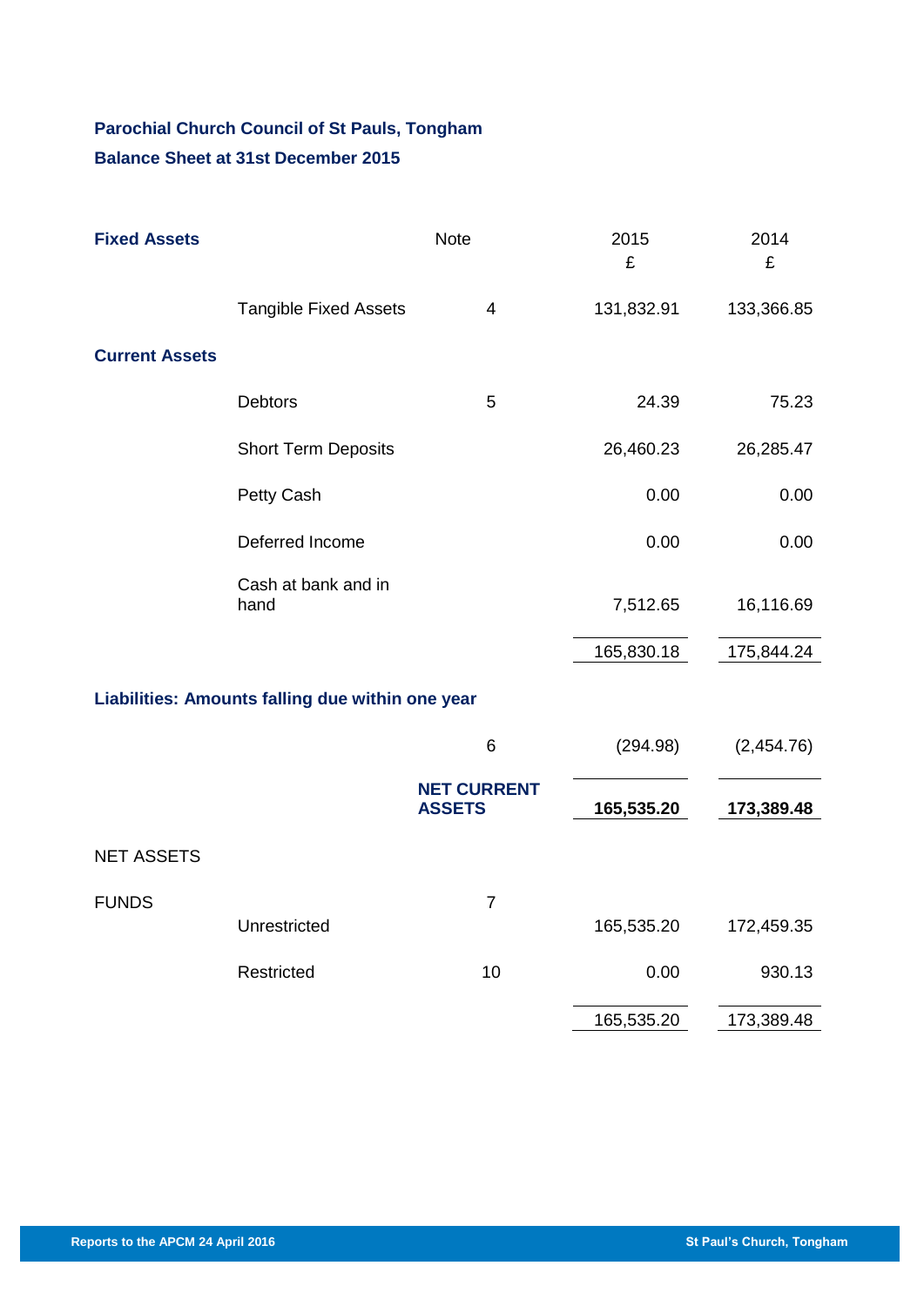## Parochial Church Council of St Pauls, Tongham

## Balance Sheet at 31st December 2015

| **Fixed Assets** | | Note | 2015 £ | 2014 £ |
|---|---|---|---|---|
| | Tangible Fixed Assets | 4 | 131,832.91 | 133,366.85 |
| **Current Assets** | | | | |
| | Debtors | 5 | 24.39 | 75.23 |
| | Short Term Deposits | | 26,460.23 | 26,285.47 |
| | Petty Cash | | 0.00 | 0.00 |
| | Deferred Income | | 0.00 | 0.00 |
| | Cash at bank and in hand | | 7,512.65 | 16,116.69 |
| | | | 165,830.18 | 175,844.24 |
| **Liabilities: Amounts falling due within one year** | | | | |
| | | 6 | (294.98) | (2,454.76) |
| | | **NET CURRENT ASSETS** | **165,535.20** | **173,389.48** |
| NET ASSETS | | | | |
| FUNDS | | 7 | | |
| | Unrestricted | | 165,535.20 | 172,459.35 |
| | Restricted | 10 | 0.00 | 930.13 |
| | | | 165,535.20 | 173,389.48 |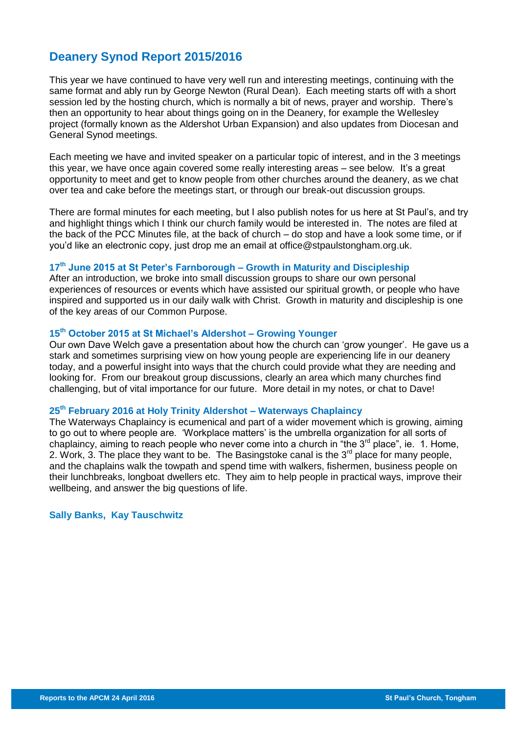## Deanery Synod Report 2015/2016

This year we have continued to have very well run and interesting meetings, continuing with the same format and ably run by George Newton (Rural Dean). Each meeting starts off with a short session led by the hosting church, which is normally a bit of news, prayer and worship. There's then an opportunity to hear about things going on in the Deanery, for example the Wellesley project (formally known as the Aldershot Urban Expansion) and also updates from Diocesan and General Synod meetings.

Each meeting we have and invited speaker on a particular topic of interest, and in the 3 meetings this year, we have once again covered some really interesting areas – see below. It's a great opportunity to meet and get to know people from other churches around the deanery, as we chat over tea and cake before the meetings start, or through our break-out discussion groups.

There are formal minutes for each meeting, but I also publish notes for us here at St Paul's, and try and highlight things which I think our church family would be interested in. The notes are filed at the back of the PCC Minutes file, at the back of church – do stop and have a look some time, or if you'd like an electronic copy, just drop me an email at office@stpaulstongham.org.uk.

### 17th June 2015 at St Peter's Farnborough – Growth in Maturity and Discipleship

After an introduction, we broke into small discussion groups to share our own personal experiences of resources or events which have assisted our spiritual growth, or people who have inspired and supported us in our daily walk with Christ. Growth in maturity and discipleship is one of the key areas of our Common Purpose.

### 15th October 2015 at St Michael's Aldershot – Growing Younger

Our own Dave Welch gave a presentation about how the church can 'grow younger'. He gave us a stark and sometimes surprising view on how young people are experiencing life in our deanery today, and a powerful insight into ways that the church could provide what they are needing and looking for. From our breakout group discussions, clearly an area which many churches find challenging, but of vital importance for our future. More detail in my notes, or chat to Dave!

### 25th February 2016 at Holy Trinity Aldershot – Waterways Chaplaincy

The Waterways Chaplaincy is ecumenical and part of a wider movement which is growing, aiming to go out to where people are. 'Workplace matters' is the umbrella organization for all sorts of chaplaincy, aiming to reach people who never come into a church in "the 3rd place", ie. 1. Home, 2. Work, 3. The place they want to be. The Basingstoke canal is the 3rd place for many people, and the chaplains walk the towpath and spend time with walkers, fishermen, business people on their lunchbreaks, longboat dwellers etc. They aim to help people in practical ways, improve their wellbeing, and answer the big questions of life.

**Sally Banks, Kay Tauschwitz**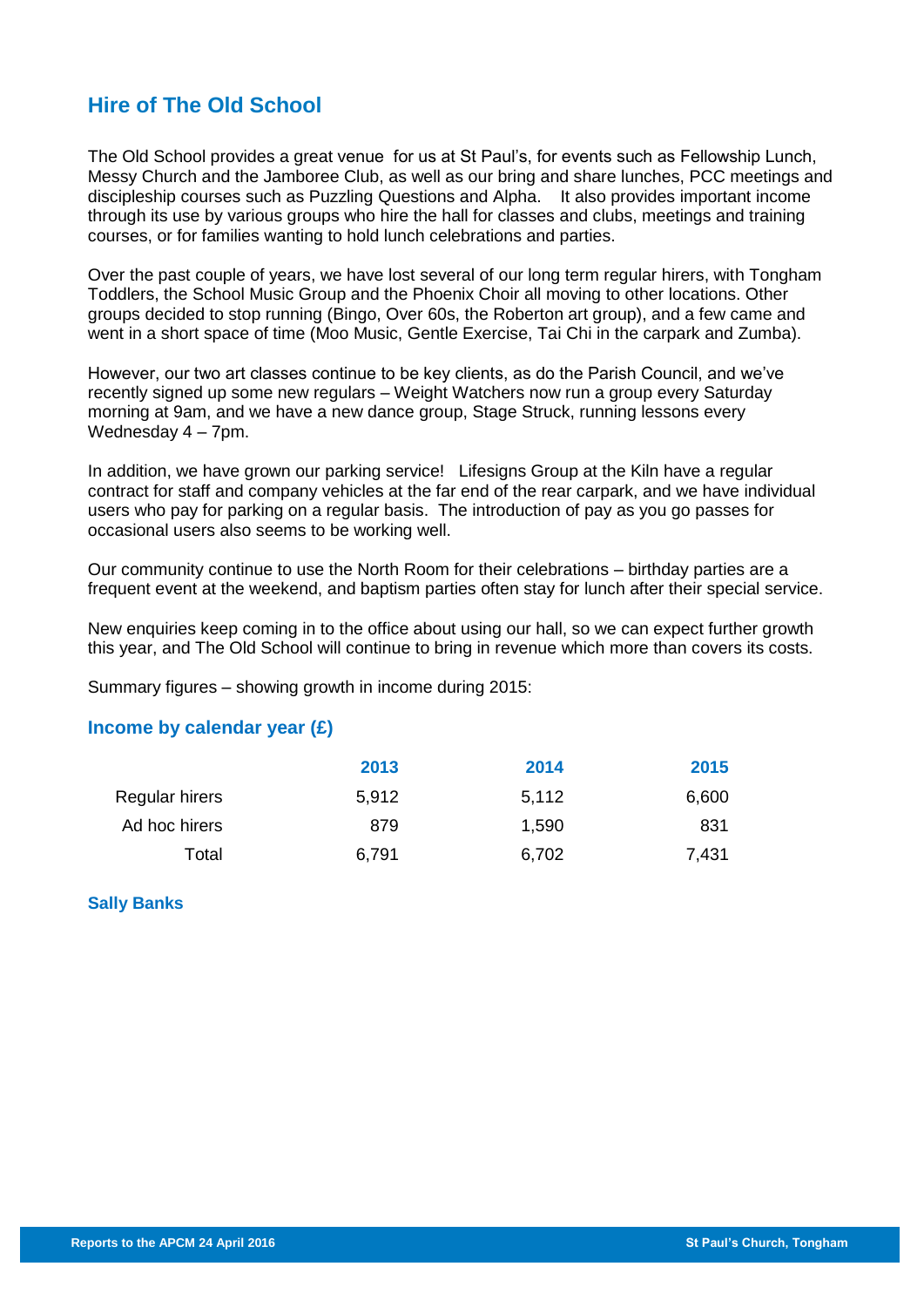## Hire of The Old School

The Old School provides a great venue for us at St Paul's, for events such as Fellowship Lunch, Messy Church and the Jamboree Club, as well as our bring and share lunches, PCC meetings and discipleship courses such as Puzzling Questions and Alpha. It also provides important income through its use by various groups who hire the hall for classes and clubs, meetings and training courses, or for families wanting to hold lunch celebrations and parties.

Over the past couple of years, we have lost several of our long term regular hirers, with Tongham Toddlers, the School Music Group and the Phoenix Choir all moving to other locations. Other groups decided to stop running (Bingo, Over 60s, the Roberton art group), and a few came and went in a short space of time (Moo Music, Gentle Exercise, Tai Chi in the carpark and Zumba).

However, our two art classes continue to be key clients, as do the Parish Council, and we've recently signed up some new regulars – Weight Watchers now run a group every Saturday morning at 9am, and we have a new dance group, Stage Struck, running lessons every Wednesday 4 – 7pm.

In addition, we have grown our parking service! Lifesigns Group at the Kiln have a regular contract for staff and company vehicles at the far end of the rear carpark, and we have individual users who pay for parking on a regular basis. The introduction of pay as you go passes for occasional users also seems to be working well.

Our community continue to use the North Room for their celebrations – birthday parties are a frequent event at the weekend, and baptism parties often stay for lunch after their special service.

New enquiries keep coming in to the office about using our hall, so we can expect further growth this year, and The Old School will continue to bring in revenue which more than covers its costs.

Summary figures – showing growth in income during 2015:

### Income by calendar year (£)

| | 2013 | 2014 | 2015 |
|---|---|---|---|
| Regular hirers | 5,912 | 5,112 | 6,600 |
| Ad hoc hirers | 879 | 1,590 | 831 |
| Total | 6,791 | 6,702 | 7,431 |

**Sally Banks**